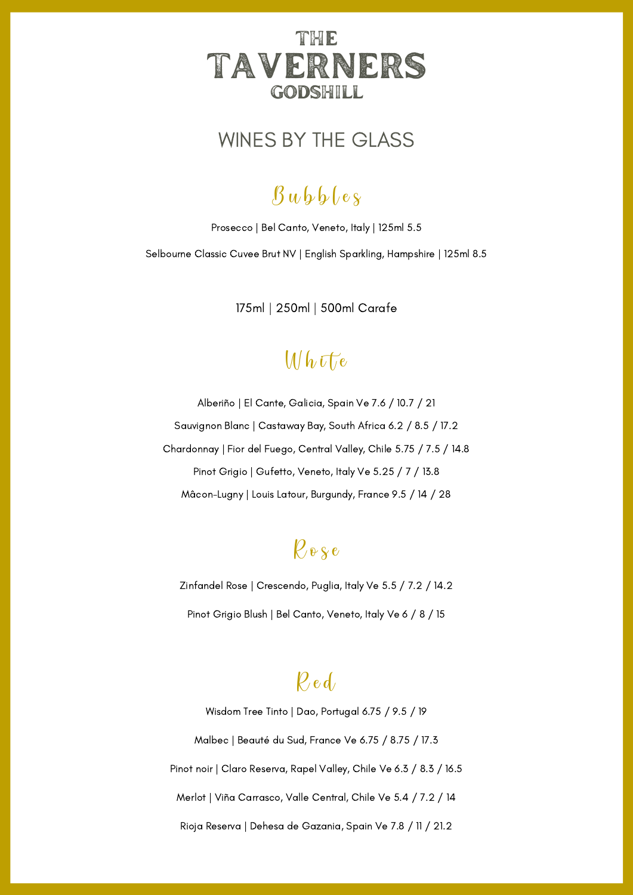# THE TAVERNERS GODSHILL

## WINES BY THE GLASS

### Bubbles

Prosecco | Bel Canto, Veneto, Italy | 125ml 5.5

Selbourne Classic Cuvee Brut NV | English Sparkling, Hampshire | 125ml 8.5

175ml | 250ml | 500ml Carafe

### White

Alberiño | El Cante, Galicia, Spain Ve 7.6 / 10.7 / 21

Sauvignon Blanc | Castaway Bay, South Africa 6.2 / 8.5 / 17.2

Chardonnay | Fior del Fuego, Central Valley, Chile 5.75 / 7.5 / 14.8

Pinot Grigio | Gufetto, Veneto, Italy Ve 5.25 / 7 / 13.8

Mâcon-Lugny | Louis Latour, Burgundy, France 9.5 / 14 / 28

### Rose

Zinfandel Rose | Crescendo, Puglia, Italy Ve 5.5 / 7.2 / 14.2

Pinot Grigio Blush | Bel Canto, Veneto, Italy Ve 6 / 8 / 15

### Red

Wisdom Tree Tinto | Dao, Portugal 6.75 / 9.5 / 19

Malbec | Beauté du Sud, France Ve 6.75 / 8.75 / 17.3

Pinot noir | Claro Reserva, Rapel Valley, Chile Ve 6.3 / 8.3 / 16.5

Merlot | Viña Carrasco, Valle Central, Chile Ve 5.4 / 7.2 / 14

Rioja Reserva | Dehesa de Gazania, Spain Ve 7.8 / 11 / 21.2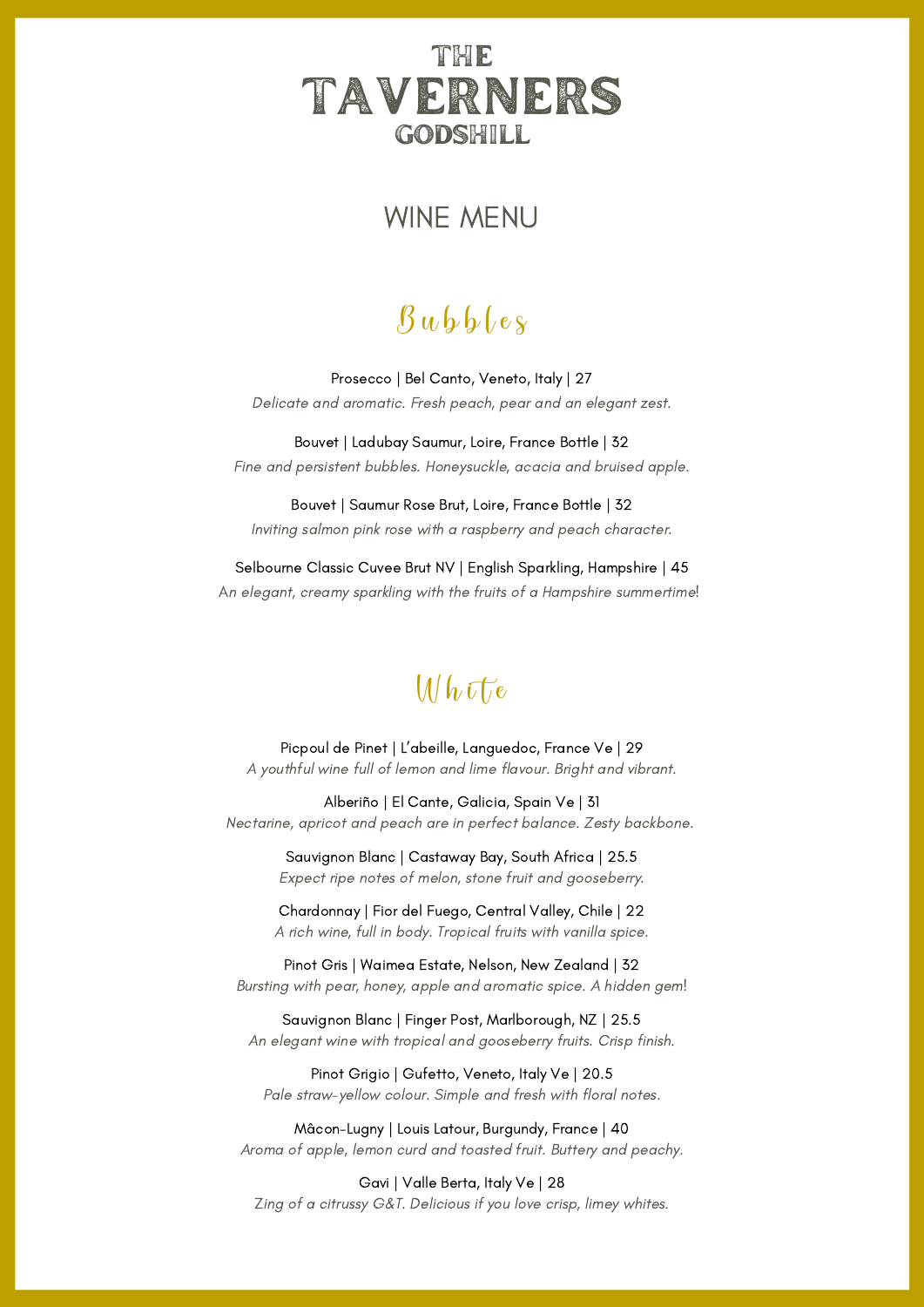# THE TAVERNERS GODSHILL

## WINE MENU

### Bubbles

Prosecco | Bel Canto, Veneto, Italy | 27
*Delicate and aromatic. Fresh peach, pear and an elegant zest.*

Bouvet | Ladubay Saumur, Loire, France Bottle | 32
*Fine and persistent bubbles. Honeysuckle, acacia and bruised apple.*

Bouvet | Saumur Rose Brut, Loire, France Bottle | 32
*Inviting salmon pink rose with a raspberry and peach character.*

Selbourne Classic Cuvee Brut NV | English Sparkling, Hampshire | 45
*An elegant, creamy sparkling with the fruits of a Hampshire summertime!*

### White

Picpoul de Pinet | L'abeille, Languedoc, France Ve | 29
*A youthful wine full of lemon and lime flavour. Bright and vibrant.*

Alberiño | El Cante, Galicia, Spain Ve | 31
*Nectarine, apricot and peach are in perfect balance. Zesty backbone.*

Sauvignon Blanc | Castaway Bay, South Africa | 25.5
*Expect ripe notes of melon, stone fruit and gooseberry.*

Chardonnay | Fior del Fuego, Central Valley, Chile | 22
*A rich wine, full in body. Tropical fruits with vanilla spice.*

Pinot Gris | Waimea Estate, Nelson, New Zealand | 32
*Bursting with pear, honey, apple and aromatic spice. A hidden gem!*

Sauvignon Blanc | Finger Post, Marlborough, NZ | 25.5
*An elegant wine with tropical and gooseberry fruits. Crisp finish.*

Pinot Grigio | Gufetto, Veneto, Italy Ve | 20.5
*Pale straw-yellow colour. Simple and fresh with floral notes.*

Mâcon-Lugny | Louis Latour, Burgundy, France | 40
*Aroma of apple, lemon curd and toasted fruit. Buttery and peachy.*

Gavi | Valle Berta, Italy Ve | 28
*Zing of a citrussy G&T. Delicious if you love crisp, limey whites.*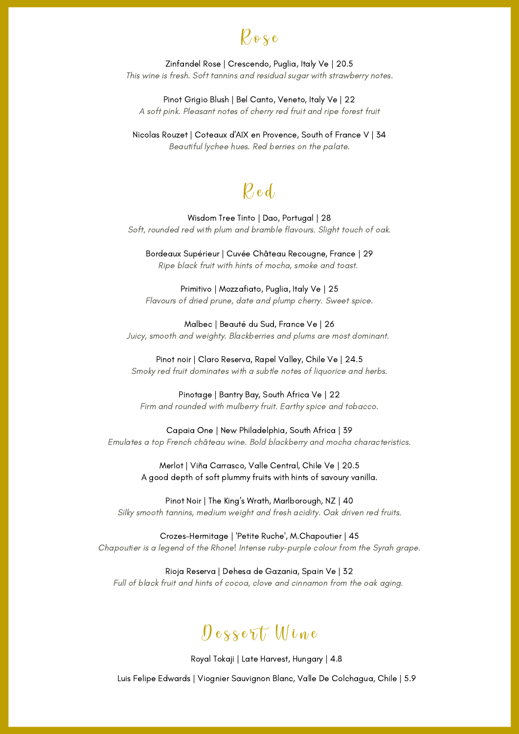# Rose

Zinfandel Rose | Crescendo, Puglia, Italy Ve | 20.5
*This wine is fresh. Soft tannins and residual sugar with strawberry notes.*

Pinot Grigio Blush | Bel Canto, Veneto, Italy Ve | 22
*A soft pink. Pleasant notes of cherry red fruit and ripe forest fruit*

Nicolas Rouzet | Coteaux d'AIX en Provence, South of France V | 34
*Beautiful lychee hues. Red berries on the palate.*

# Red

Wisdom Tree Tinto | Dao, Portugal | 28
*Soft, rounded red with plum and bramble flavours. Slight touch of oak.*

Bordeaux Supérieur | Cuvée Château Recougne, France | 29
*Ripe black fruit with hints of mocha, smoke and toast.*

Primitivo | Mozzafiato, Puglia, Italy Ve | 25
*Flavours of dried prune, date and plump cherry. Sweet spice.*

Malbec | Beauté du Sud, France Ve | 26
*Juicy, smooth and weighty. Blackberries and plums are most dominant.*

Pinot noir | Claro Reserva, Rapel Valley, Chile Ve | 24.5
*Smoky red fruit dominates with a subtle notes of liquorice and herbs.*

Pinotage | Bantry Bay, South Africa Ve | 22
*Firm and rounded with mulberry fruit. Earthy spice and tobacco.*

Capaia One | New Philadelphia, South Africa | 39
*Emulates a top French château wine. Bold blackberry and mocha characteristics.*

Merlot | Viña Carrasco, Valle Central, Chile Ve | 20.5
A good depth of soft plummy fruits with hints of savoury vanilla.

Pinot Noir | The King's Wrath, Marlborough, NZ | 40
*Silky smooth tannins, medium weight and fresh acidity. Oak driven red fruits.*

Crozes-Hermitage | 'Petite Ruche', M.Chapoutier | 45
*Chapoutier is a legend of the Rhone! Intense ruby-purple colour from the Syrah grape.*

Rioja Reserva | Dehesa de Gazania, Spain Ve | 32
*Full of black fruit and hints of cocoa, clove and cinnamon from the oak aging.*

# Dessert Wine

Royal Tokaji | Late Harvest, Hungary | 4.8

Luis Felipe Edwards | Viognier Sauvignon Blanc, Valle De Colchagua, Chile | 5.9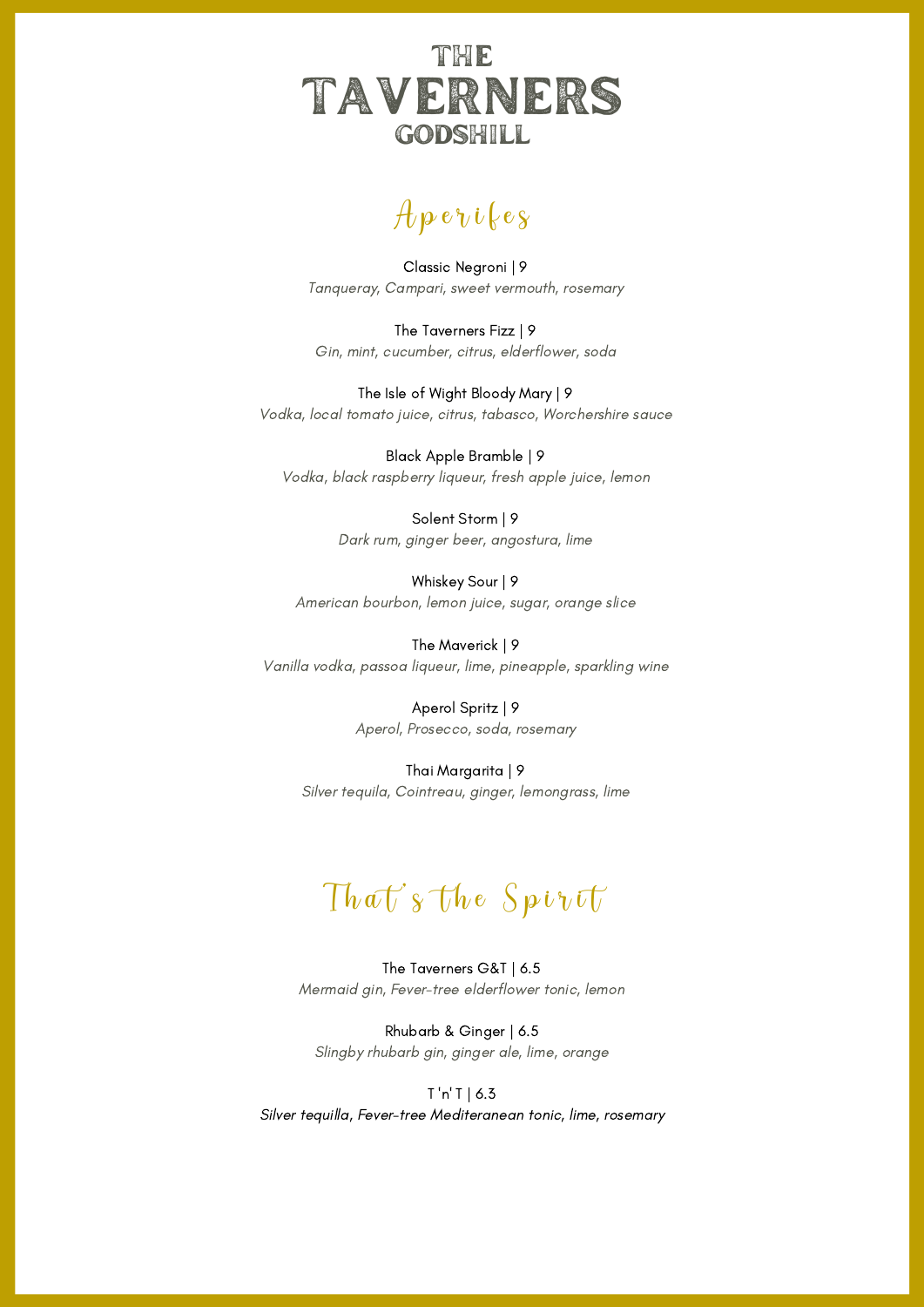# THE TAVERNERS GODSHILL

## Aperifes

Classic Negroni | 9
*Tanqueray, Campari, sweet vermouth, rosemary*

The Taverners Fizz | 9
*Gin, mint, cucumber, citrus, elderflower, soda*

The Isle of Wight Bloody Mary | 9
*Vodka, local tomato juice, citrus, tabasco, Worchershire sauce*

Black Apple Bramble | 9
*Vodka, black raspberry liqueur, fresh apple juice, lemon*

Solent Storm | 9
*Dark rum, ginger beer, angostura, lime*

Whiskey Sour | 9
*American bourbon, lemon juice, sugar, orange slice*

The Maverick | 9
*Vanilla vodka, passoa liqueur, lime, pineapple, sparkling wine*

Aperol Spritz | 9
*Aperol, Prosecco, soda, rosemary*

Thai Margarita | 9
*Silver tequila, Cointreau, ginger, lemongrass, lime*

## That's the Spirit

The Taverners G&T | 6.5
*Mermaid gin, Fever-tree elderflower tonic, lemon*

Rhubarb & Ginger | 6.5
*Slingby rhubarb gin, ginger ale, lime, orange*

T 'n' T | 6.3
*Silver tequilla, Fever-tree Mediteranean tonic, lime, rosemary*